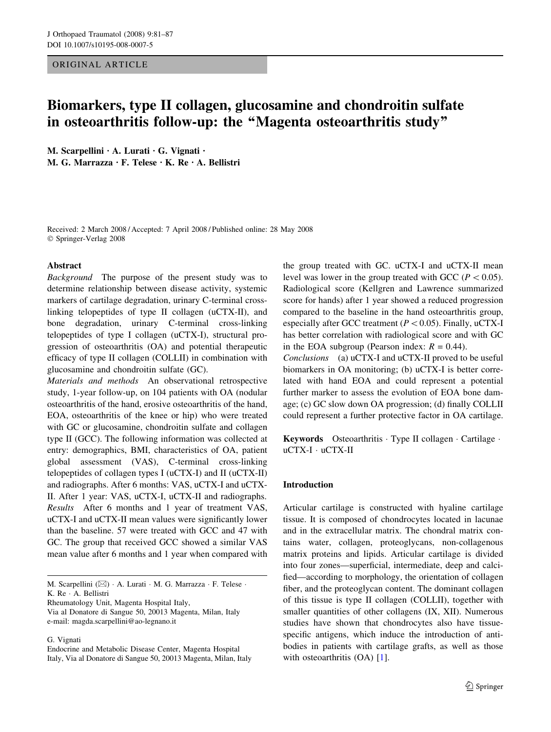ORIGINAL ARTICLE

# Biomarkers, type II collagen, glucosamine and chondroitin sulfate in osteoarthritis follow-up: the "Magenta osteoarthritis study"

M. Scarpellini · A. Lurati · G. Vignati · M. G. Marrazza · F. Telese · K. Re · A. Bellistri

Received: 2 March 2008 / Accepted: 7 April 2008 / Published online: 28 May 2008
© Springer-Verlag 2008

## Abstract

*Background* The purpose of the present study was to determine relationship between disease activity, systemic markers of cartilage degradation, urinary C-terminal cross-linking telopeptides of type II collagen (uCTX-II), and bone degradation, urinary C-terminal cross-linking telopeptides of type I collagen (uCTX-I), structural progression of osteoarthritis (OA) and potential therapeutic efficacy of type II collagen (COLLII) in combination with glucosamine and chondroitin sulfate (GC).

*Materials and methods* An observational retrospective study, 1-year follow-up, on 104 patients with OA (nodular osteoarthritis of the hand, erosive osteoarthritis of the hand, EOA, osteoarthritis of the knee or hip) who were treated with GC or glucosamine, chondroitin sulfate and collagen type II (GCC). The following information was collected at entry: demographics, BMI, characteristics of OA, patient global assessment (VAS), C-terminal cross-linking telopeptides of collagen types I (uCTX-I) and II (uCTX-II) and radiographs. After 6 months: VAS, uCTX-I and uCTX-II. After 1 year: VAS, uCTX-I, uCTX-II and radiographs.

*Results* After 6 months and 1 year of treatment VAS, uCTX-I and uCTX-II mean values were significantly lower than the baseline. 57 were treated with GCC and 47 with GC. The group that received GCC showed a similar VAS mean value after 6 months and 1 year when compared with the group treated with GC. uCTX-I and uCTX-II mean level was lower in the group treated with GCC ($P < 0.05$). Radiological score (Kellgren and Lawrence summarized score for hands) after 1 year showed a reduced progression compared to the baseline in the hand osteoarthritis group, especially after GCC treatment ($P < 0.05$). Finally, uCTX-I has better correlation with radiological score and with GC in the EOA subgroup (Pearson index: $R = 0.44$).

*Conclusions* (a) uCTX-I and uCTX-II proved to be useful biomarkers in OA monitoring; (b) uCTX-I is better correlated with hand EOA and could represent a potential further marker to assess the evolution of EOA bone damage; (c) GC slow down OA progression; (d) finally COLLII could represent a further protective factor in OA cartilage.

**Keywords** Osteoarthritis · Type II collagen · Cartilage · uCTX-I · uCTX-II

M. Scarpellini (✉) · A. Lurati · M. G. Marrazza · F. Telese · K. Re · A. Bellistri
Rheumatology Unit, Magenta Hospital Italy,
Via al Donatore di Sangue 50, 20013 Magenta, Milan, Italy
e-mail: magda.scarpellini@ao-legnano.it

G. Vignati
Endocrine and Metabolic Disease Center, Magenta Hospital Italy, Via al Donatore di Sangue 50, 20013 Magenta, Milan, Italy

## Introduction

Articular cartilage is constructed with hyaline cartilage tissue. It is composed of chondrocytes located in lacunae and in the extracellular matrix. The chondral matrix contains water, collagen, proteoglycans, non-collagenous matrix proteins and lipids. Articular cartilage is divided into four zones—superficial, intermediate, deep and calcified—according to morphology, the orientation of collagen fiber, and the proteoglycan content. The dominant collagen of this tissue is type II collagen (COLLII), together with smaller quantities of other collagens (IX, XII). Numerous studies have shown that chondrocytes also have tissue-specific antigens, which induce the introduction of antibodies in patients with cartilage grafts, as well as those with osteoarthritis (OA) [1].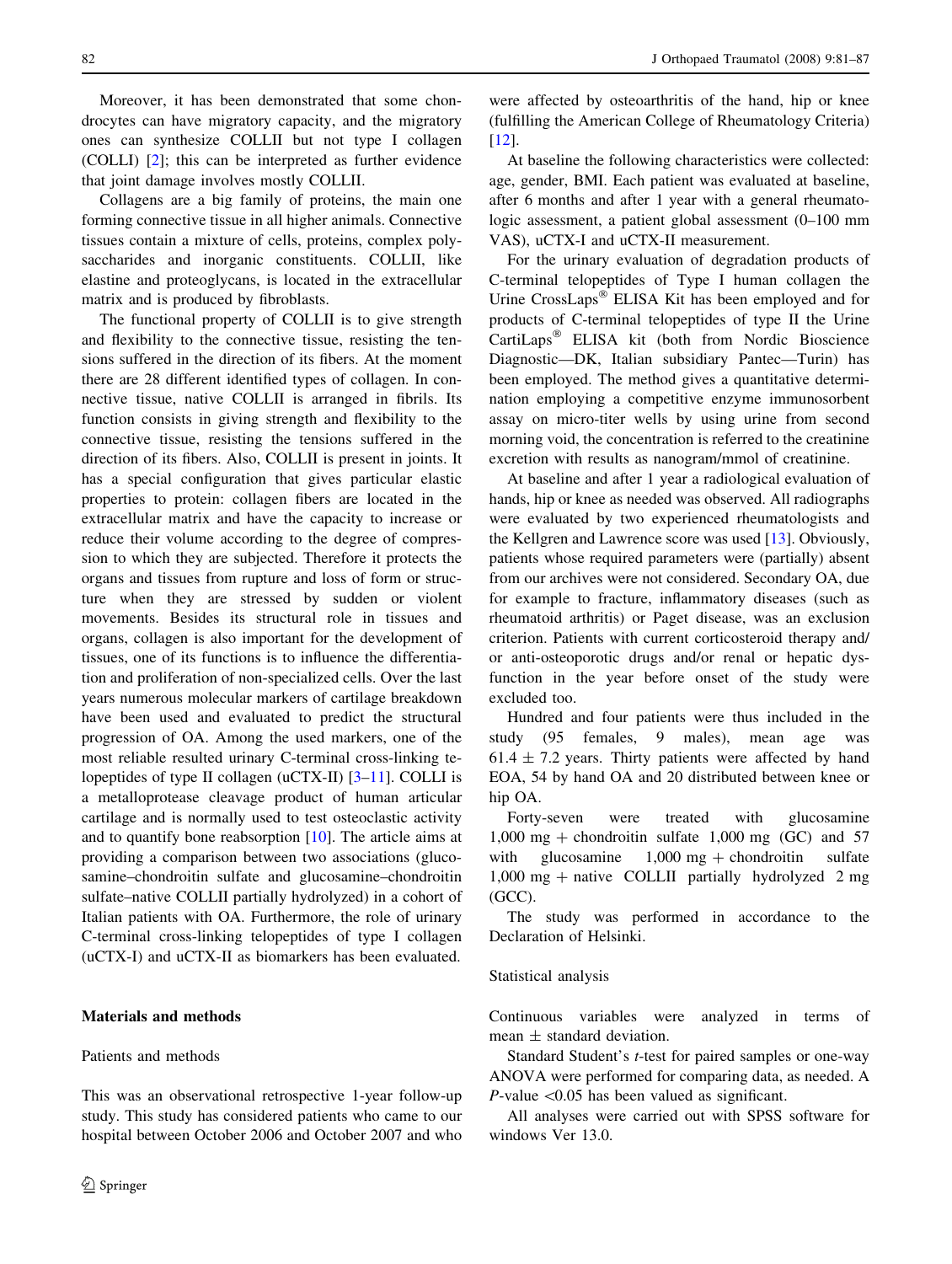Moreover, it has been demonstrated that some chondrocytes can have migratory capacity, and the migratory ones can synthesize COLLII but not type I collagen (COLLI) [2]; this can be interpreted as further evidence that joint damage involves mostly COLLII.

Collagens are a big family of proteins, the main one forming connective tissue in all higher animals. Connective tissues contain a mixture of cells, proteins, complex polysaccharides and inorganic constituents. COLLII, like elastine and proteoglycans, is located in the extracellular matrix and is produced by fibroblasts.

The functional property of COLLII is to give strength and flexibility to the connective tissue, resisting the tensions suffered in the direction of its fibers. At the moment there are 28 different identified types of collagen. In connective tissue, native COLLII is arranged in fibrils. Its function consists in giving strength and flexibility to the connective tissue, resisting the tensions suffered in the direction of its fibers. Also, COLLII is present in joints. It has a special configuration that gives particular elastic properties to protein: collagen fibers are located in the extracellular matrix and have the capacity to increase or reduce their volume according to the degree of compression to which they are subjected. Therefore it protects the organs and tissues from rupture and loss of form or structure when they are stressed by sudden or violent movements. Besides its structural role in tissues and organs, collagen is also important for the development of tissues, one of its functions is to influence the differentiation and proliferation of non-specialized cells. Over the last years numerous molecular markers of cartilage breakdown have been used and evaluated to predict the structural progression of OA. Among the used markers, one of the most reliable resulted urinary C-terminal cross-linking telopeptides of type II collagen (uCTX-II) [3–11]. COLLI is a metalloprotease cleavage product of human articular cartilage and is normally used to test osteoclastic activity and to quantify bone reabsorption [10]. The article aims at providing a comparison between two associations (glucosamine–chondroitin sulfate and glucosamine–chondroitin sulfate–native COLLII partially hydrolyzed) in a cohort of Italian patients with OA. Furthermore, the role of urinary C-terminal cross-linking telopeptides of type I collagen (uCTX-I) and uCTX-II as biomarkers has been evaluated.

## Materials and methods

### Patients and methods

This was an observational retrospective 1-year follow-up study. This study has considered patients who came to our hospital between October 2006 and October 2007 and who were affected by osteoarthritis of the hand, hip or knee (fulfilling the American College of Rheumatology Criteria) [12].

At baseline the following characteristics were collected: age, gender, BMI. Each patient was evaluated at baseline, after 6 months and after 1 year with a general rheumatologic assessment, a patient global assessment (0–100 mm VAS), uCTX-I and uCTX-II measurement.

For the urinary evaluation of degradation products of C-terminal telopeptides of Type I human collagen the Urine CrossLaps® ELISA Kit has been employed and for products of C-terminal telopeptides of type II the Urine CartiLaps® ELISA kit (both from Nordic Bioscience Diagnostic—DK, Italian subsidiary Pantec—Turin) has been employed. The method gives a quantitative determination employing a competitive enzyme immunosorbent assay on micro-titer wells by using urine from second morning void, the concentration is referred to the creatinine excretion with results as nanogram/mmol of creatinine.

At baseline and after 1 year a radiological evaluation of hands, hip or knee as needed was observed. All radiographs were evaluated by two experienced rheumatologists and the Kellgren and Lawrence score was used [13]. Obviously, patients whose required parameters were (partially) absent from our archives were not considered. Secondary OA, due for example to fracture, inflammatory diseases (such as rheumatoid arthritis) or Paget disease, was an exclusion criterion. Patients with current corticosteroid therapy and/or anti-osteoporotic drugs and/or renal or hepatic dysfunction in the year before onset of the study were excluded too.

Hundred and four patients were thus included in the study (95 females, 9 males), mean age was 61.4 ± 7.2 years. Thirty patients were affected by hand EOA, 54 by hand OA and 20 distributed between knee or hip OA.

Forty-seven were treated with glucosamine 1,000 mg + chondroitin sulfate 1,000 mg (GC) and 57 with glucosamine 1,000 mg + chondroitin sulfate 1,000 mg + native COLLII partially hydrolyzed 2 mg (GCC).

The study was performed in accordance to the Declaration of Helsinki.

### Statistical analysis

Continuous variables were analyzed in terms of mean ± standard deviation.

Standard Student's *t*-test for paired samples or one-way ANOVA were performed for comparing data, as needed. A *P*-value <0.05 has been valued as significant.

All analyses were carried out with SPSS software for windows Ver 13.0.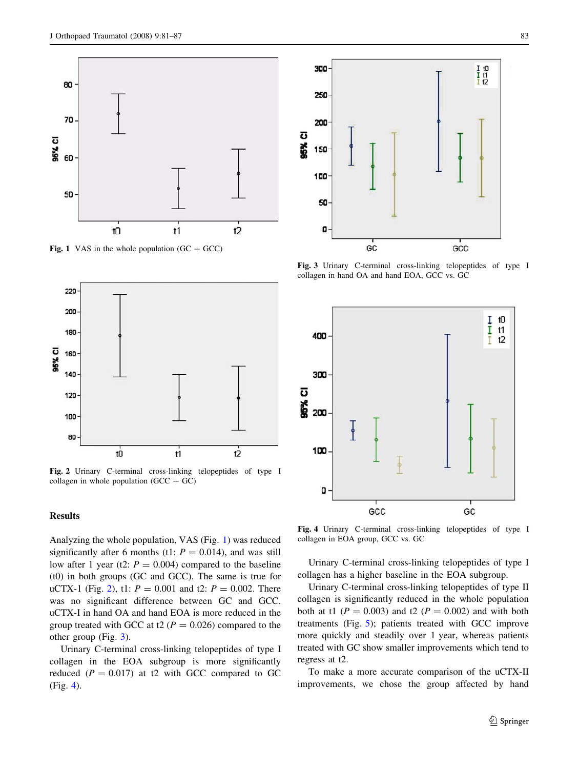Fig. 1 VAS in the whole population (GC + GCC)

Fig. 2 Urinary C-terminal cross-linking telopeptides of type I collagen in whole population (GCC + GC)

Fig. 3 Urinary C-terminal cross-linking telopeptides of type I collagen in hand OA and hand EOA, GCC vs. GC

Fig. 4 Urinary C-terminal cross-linking telopeptides of type I collagen in EOA group, GCC vs. GC

## Results

Analyzing the whole population, VAS (Fig. 1) was reduced significantly after 6 months (t1: $P = 0.014$), and was still low after 1 year (t2: $P = 0.004$) compared to the baseline (t0) in both groups (GC and GCC). The same is true for uCTX-1 (Fig. 2), t1: $P = 0.001$ and t2: $P = 0.002$. There was no significant difference between GC and GCC. uCTX-I in hand OA and hand EOA is more reduced in the group treated with GCC at t2 ($P = 0.026$) compared to the other group (Fig. 3).

Urinary C-terminal cross-linking telopeptides of type I collagen in the EOA subgroup is more significantly reduced ($P = 0.017$) at t2 with GCC compared to GC (Fig. 4).

Urinary C-terminal cross-linking telopeptides of type I collagen has a higher baseline in the EOA subgroup.

Urinary C-terminal cross-linking telopeptides of type II collagen is significantly reduced in the whole population both at t1 ($P = 0.003$) and t2 ($P = 0.002$) and with both treatments (Fig. 5); patients treated with GCC improve more quickly and steadily over 1 year, whereas patients treated with GC show smaller improvements which tend to regress at t2.

To make a more accurate comparison of the uCTX-II improvements, we chose the group affected by hand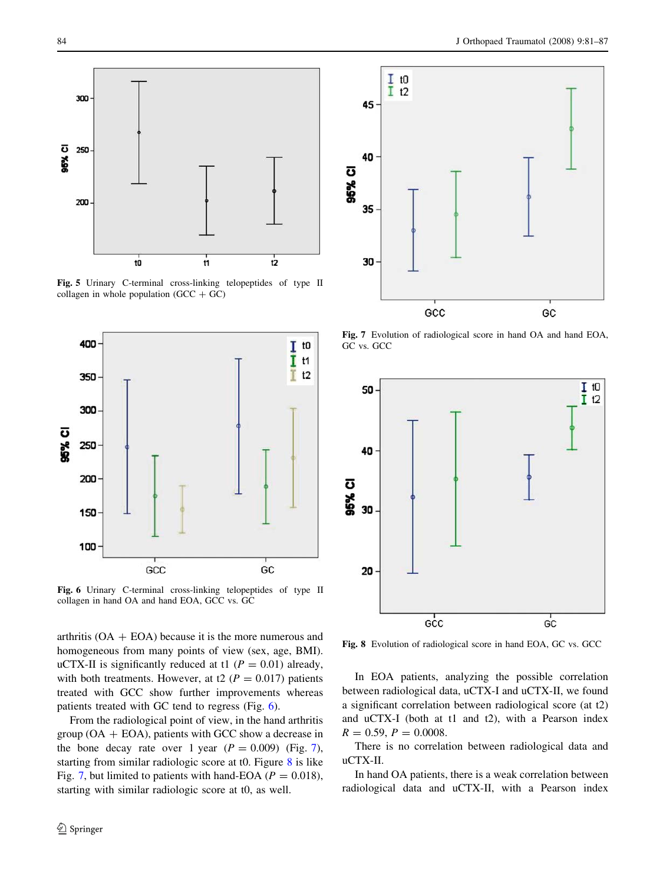Fig. 5 Urinary C-terminal cross-linking telopeptides of type II collagen in whole population (GCC + GC)

Fig. 6 Urinary C-terminal cross-linking telopeptides of type II collagen in hand OA and hand EOA, GCC vs. GC

arthritis (OA + EOA) because it is the more numerous and homogeneous from many points of view (sex, age, BMI). uCTX-II is significantly reduced at t1 ($P = 0.01$) already, with both treatments. However, at t2 ($P = 0.017$) patients treated with GCC show further improvements whereas patients treated with GC tend to regress (Fig. 6).

From the radiological point of view, in the hand arthritis group (OA + EOA), patients with GCC show a decrease in the bone decay rate over 1 year ($P = 0.009$) (Fig. 7), starting from similar radiologic score at t0. Figure 8 is like Fig. 7, but limited to patients with hand-EOA ($P = 0.018$), starting with similar radiologic score at t0, as well.

Fig. 7 Evolution of radiological score in hand OA and hand EOA, GC vs. GCC

Fig. 8 Evolution of radiological score in hand EOA, GC vs. GCC

In EOA patients, analyzing the possible correlation between radiological data, uCTX-I and uCTX-II, we found a significant correlation between radiological score (at t2) and uCTX-I (both at t1 and t2), with a Pearson index $R = 0.59$, $P = 0.0008$.

There is no correlation between radiological data and uCTX-II.

In hand OA patients, there is a weak correlation between radiological data and uCTX-II, with a Pearson index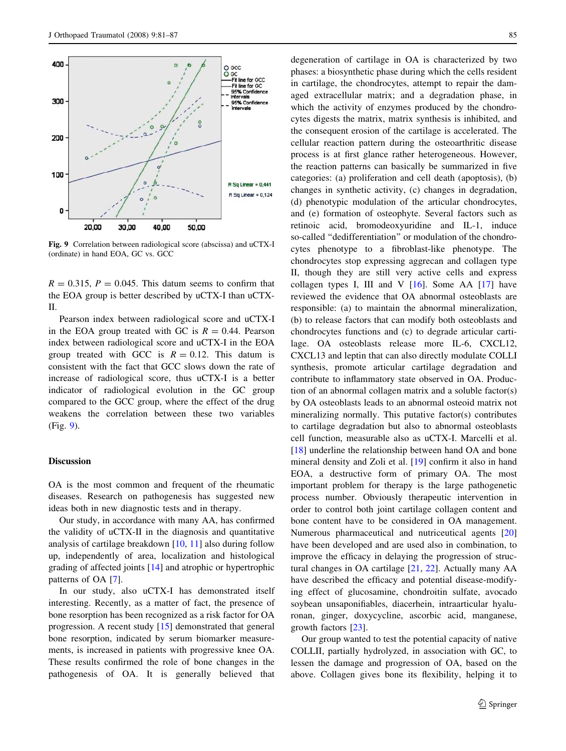400
300
200
100
0
20,00
30,00
40,00
50,00
GCC
GC
Fit line for GCC
Fit line for GC
95% Confidence Intervals
95% Confidence Intervals
R Sq Linear = 0,441
R Sq Linear = 0,124

**Fig. 9** Correlation between radiological score (abscissa) and uCTX-I (ordinate) in hand EOA, GC vs. GCC

$R = 0.315$, $P = 0.045$. This datum seems to confirm that the EOA group is better described by uCTX-I than uCTX-II.

Pearson index between radiological score and uCTX-I in the EOA group treated with GC is $R = 0.44$. Pearson index between radiological score and uCTX-I in the EOA group treated with GCC is $R = 0.12$. This datum is consistent with the fact that GCC slows down the rate of increase of radiological score, thus uCTX-I is a better indicator of radiological evolution in the GC group compared to the GCC group, where the effect of the drug weakens the correlation between these two variables (Fig. 9).

## Discussion

OA is the most common and frequent of the rheumatic diseases. Research on pathogenesis has suggested new ideas both in new diagnostic tests and in therapy.

Our study, in accordance with many AA, has confirmed the validity of uCTX-II in the diagnosis and quantitative analysis of cartilage breakdown [10, 11] also during follow up, independently of area, localization and histological grading of affected joints [14] and atrophic or hypertrophic patterns of OA [7].

In our study, also uCTX-I has demonstrated itself interesting. Recently, as a matter of fact, the presence of bone resorption has been recognized as a risk factor for OA progression. A recent study [15] demonstrated that general bone resorption, indicated by serum biomarker measurements, is increased in patients with progressive knee OA. These results confirmed the role of bone changes in the pathogenesis of OA. It is generally believed that degeneration of cartilage in OA is characterized by two phases: a biosynthetic phase during which the cells resident in cartilage, the chondrocytes, attempt to repair the damaged extracellular matrix; and a degradation phase, in which the activity of enzymes produced by the chondrocytes digests the matrix, matrix synthesis is inhibited, and the consequent erosion of the cartilage is accelerated. The cellular reaction pattern during the osteoarthritic disease process is at first glance rather heterogeneous. However, the reaction patterns can basically be summarized in five categories: (a) proliferation and cell death (apoptosis), (b) changes in synthetic activity, (c) changes in degradation, (d) phenotypic modulation of the articular chondrocytes, and (e) formation of osteophyte. Several factors such as retinoic acid, bromodeoxyuridine and IL-1, induce so-called “dedifferentiation” or modulation of the chondrocytes phenotype to a fibroblast-like phenotype. The chondrocytes stop expressing aggrecan and collagen type II, though they are still very active cells and express collagen types I, III and V [16]. Some AA [17] have reviewed the evidence that OA abnormal osteoblasts are responsible: (a) to maintain the abnormal mineralization, (b) to release factors that can modify both osteoblasts and chondrocytes functions and (c) to degrade articular cartilage. OA osteoblasts release more IL-6, CXCL12, CXCL13 and leptin that can also directly modulate COLLI synthesis, promote articular cartilage degradation and contribute to inflammatory state observed in OA. Production of an abnormal collagen matrix and a soluble factor(s) by OA osteoblasts leads to an abnormal osteoid matrix not mineralizing normally. This putative factor(s) contributes to cartilage degradation but also to abnormal osteoblasts cell function, measurable also as uCTX-I. Marcelli et al. [18] underline the relationship between hand OA and bone mineral density and Zoli et al. [19] confirm it also in hand EOA, a destructive form of primary OA. The most important problem for therapy is the large pathogenetic process number. Obviously therapeutic intervention in order to control both joint cartilage collagen content and bone content have to be considered in OA management. Numerous pharmaceutical and nutriceutical agents [20] have been developed and are used also in combination, to improve the efficacy in delaying the progression of structural changes in OA cartilage [21, 22]. Actually many AA have described the efficacy and potential disease-modifying effect of glucosamine, chondroitin sulfate, avocado soybean unsaponifiables, diacerhein, intraarticular hyaluronan, ginger, doxycycline, ascorbic acid, manganese, growth factors [23].

Our group wanted to test the potential capacity of native COLLII, partially hydrolyzed, in association with GC, to lessen the damage and progression of OA, based on the above. Collagen gives bone its flexibility, helping it to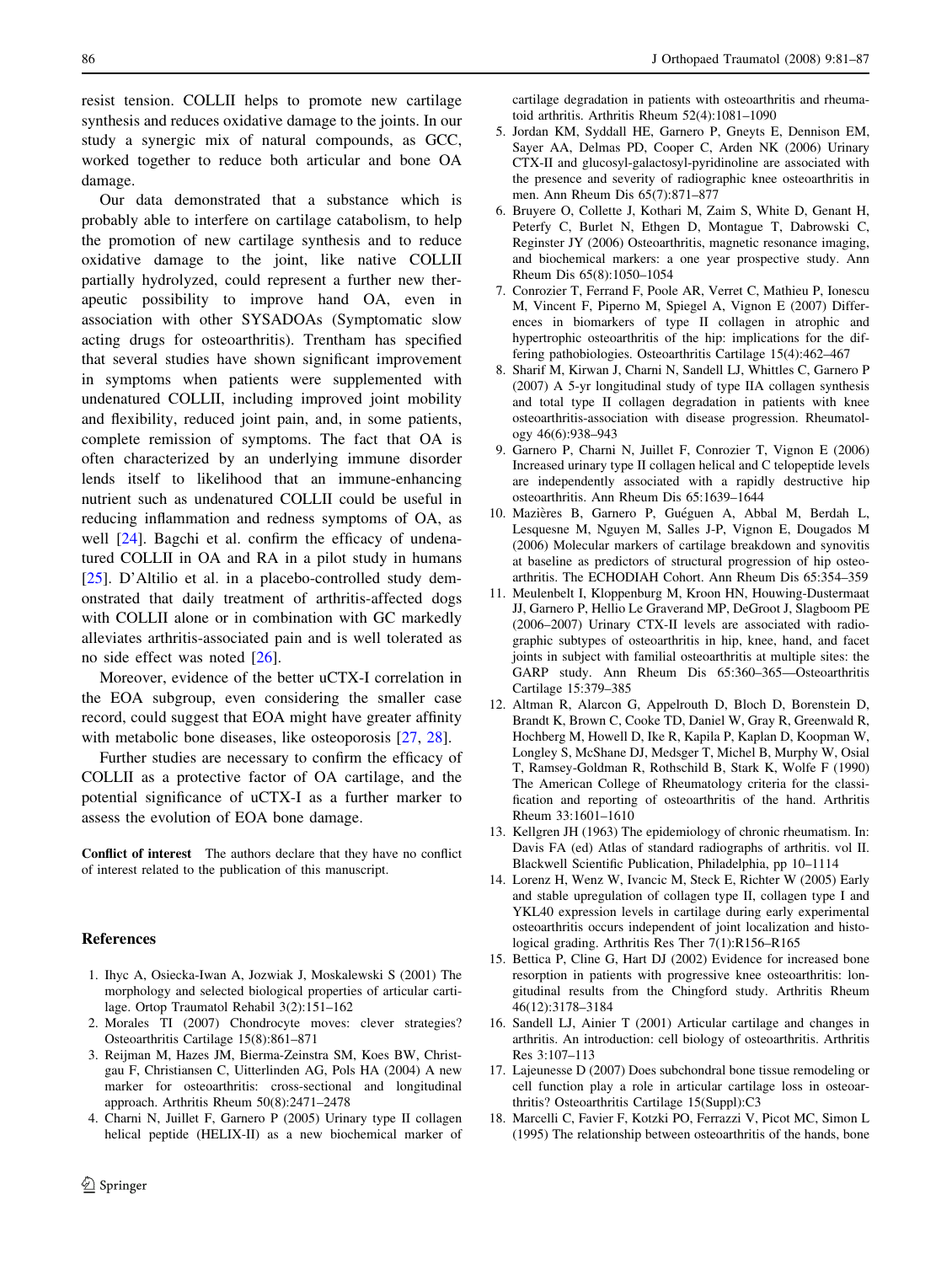resist tension. COLLII helps to promote new cartilage synthesis and reduces oxidative damage to the joints. In our study a synergic mix of natural compounds, as GCC, worked together to reduce both articular and bone OA damage.

Our data demonstrated that a substance which is probably able to interfere on cartilage catabolism, to help the promotion of new cartilage synthesis and to reduce oxidative damage to the joint, like native COLLII partially hydrolyzed, could represent a further new therapeutic possibility to improve hand OA, even in association with other SYSADOAs (Symptomatic slow acting drugs for osteoarthritis). Trentham has specified that several studies have shown significant improvement in symptoms when patients were supplemented with undenatured COLLII, including improved joint mobility and flexibility, reduced joint pain, and, in some patients, complete remission of symptoms. The fact that OA is often characterized by an underlying immune disorder lends itself to likelihood that an immune-enhancing nutrient such as undenatured COLLII could be useful in reducing inflammation and redness symptoms of OA, as well [24]. Bagchi et al. confirm the efficacy of undenatured COLLII in OA and RA in a pilot study in humans [25]. D'Altilio et al. in a placebo-controlled study demonstrated that daily treatment of arthritis-affected dogs with COLLII alone or in combination with GC markedly alleviates arthritis-associated pain and is well tolerated as no side effect was noted [26].

Moreover, evidence of the better uCTX-I correlation in the EOA subgroup, even considering the smaller case record, could suggest that EOA might have greater affinity with metabolic bone diseases, like osteoporosis [27, 28].

Further studies are necessary to confirm the efficacy of COLLII as a protective factor of OA cartilage, and the potential significance of uCTX-I as a further marker to assess the evolution of EOA bone damage.

**Conflict of interest** The authors declare that they have no conflict of interest related to the publication of this manuscript.

## References

1. Ihyc A, Osiecka-Iwan A, Jozwiak J, Moskalewski S (2001) The morphology and selected biological properties of articular cartilage. Ortop Traumatol Rehabil 3(2):151–162
2. Morales TI (2007) Chondrocyte moves: clever strategies? Osteoarthritis Cartilage 15(8):861–871
3. Reijman M, Hazes JM, Bierma-Zeinstra SM, Koes BW, Christgau F, Christiansen C, Uitterlinden AG, Pols HA (2004) A new marker for osteoarthritis: cross-sectional and longitudinal approach. Arthritis Rheum 50(8):2471–2478
4. Charni N, Juillet F, Garnero P (2005) Urinary type II collagen helical peptide (HELIX-II) as a new biochemical marker of cartilage degradation in patients with osteoarthritis and rheumatoid arthritis. Arthritis Rheum 52(4):1081–1090
5. Jordan KM, Syddall HE, Garnero P, Gneyts E, Dennison EM, Sayer AA, Delmas PD, Cooper C, Arden NK (2006) Urinary CTX-II and glucosyl-galactosyl-pyridinoline are associated with the presence and severity of radiographic knee osteoarthritis in men. Ann Rheum Dis 65(7):871–877
6. Bruyere O, Collette J, Kothari M, Zaim S, White D, Genant H, Peterfy C, Burlet N, Ethgen D, Montague T, Dabrowski C, Reginster JY (2006) Osteoarthritis, magnetic resonance imaging, and biochemical markers: a one year prospective study. Ann Rheum Dis 65(8):1050–1054
7. Conrozier T, Ferrand F, Poole AR, Verret C, Mathieu P, Ionescu M, Vincent F, Piperno M, Spiegel A, Vignon E (2007) Differences in biomarkers of type II collagen in atrophic and hypertrophic osteoarthritis of the hip: implications for the differing pathobiologies. Osteoarthritis Cartilage 15(4):462–467
8. Sharif M, Kirwan J, Charni N, Sandell LJ, Whittles C, Garnero P (2007) A 5-yr longitudinal study of type IIA collagen synthesis and total type II collagen degradation in patients with knee osteoarthritis-association with disease progression. Rheumatology 46(6):938–943
9. Garnero P, Charni N, Juillet F, Conrozier T, Vignon E (2006) Increased urinary type II collagen helical and C telopeptide levels are independently associated with a rapidly destructive hip osteoarthritis. Ann Rheum Dis 65:1639–1644
10. Mazières B, Garnero P, Guéguen A, Abbal M, Berdah L, Lesquesne M, Nguyen M, Salles J-P, Vignon E, Dougados M (2006) Molecular markers of cartilage breakdown and synovitis at baseline as predictors of structural progression of hip osteoarthritis. The ECHODIAH Cohort. Ann Rheum Dis 65:354–359
11. Meulenbelt I, Kloppenburg M, Kroon HN, Houwing-Dustermaat JJ, Garnero P, Hellio Le Graverand MP, DeGroot J, Slagboom PE (2006–2007) Urinary CTX-II levels are associated with radiographic subtypes of osteoarthritis in hip, knee, hand, and facet joints in subject with familial osteoarthritis at multiple sites: the GARP study. Ann Rheum Dis 65:360–365—Osteoarthritis Cartilage 15:379–385
12. Altman R, Alarcon G, Appelrouth D, Bloch D, Borenstein D, Brandt K, Brown C, Cooke TD, Daniel W, Gray R, Greenwald R, Hochberg M, Howell D, Ike R, Kapila P, Kaplan D, Koopman W, Longley S, McShane DJ, Medsger T, Michel B, Murphy W, Osial T, Ramsey-Goldman R, Rothschild B, Stark K, Wolfe F (1990) The American College of Rheumatology criteria for the classification and reporting of osteoarthritis of the hand. Arthritis Rheum 33:1601–1610
13. Kellgren JH (1963) The epidemiology of chronic rheumatism. In: Davis FA (ed) Atlas of standard radiographs of arthritis. vol II. Blackwell Scientific Publication, Philadelphia, pp 10–1114
14. Lorenz H, Wenz W, Ivancic M, Steck E, Richter W (2005) Early and stable upregulation of collagen type II, collagen type I and YKL40 expression levels in cartilage during early experimental osteoarthritis occurs independent of joint localization and histological grading. Arthritis Res Ther 7(1):R156–R165
15. Bettica P, Cline G, Hart DJ (2002) Evidence for increased bone resorption in patients with progressive knee osteoarthritis: longitudinal results from the Chingford study. Arthritis Rheum 46(12):3178–3184
16. Sandell LJ, Ainier T (2001) Articular cartilage and changes in arthritis. An introduction: cell biology of osteoarthritis. Arthritis Res 3:107–113
17. Lajeunesse D (2007) Does subchondral bone tissue remodeling or cell function play a role in articular cartilage loss in osteoarthritis? Osteoarthritis Cartilage 15(Suppl):C3
18. Marcelli C, Favier F, Kotzki PO, Ferrazzi V, Picot MC, Simon L (1995) The relationship between osteoarthritis of the hands, bone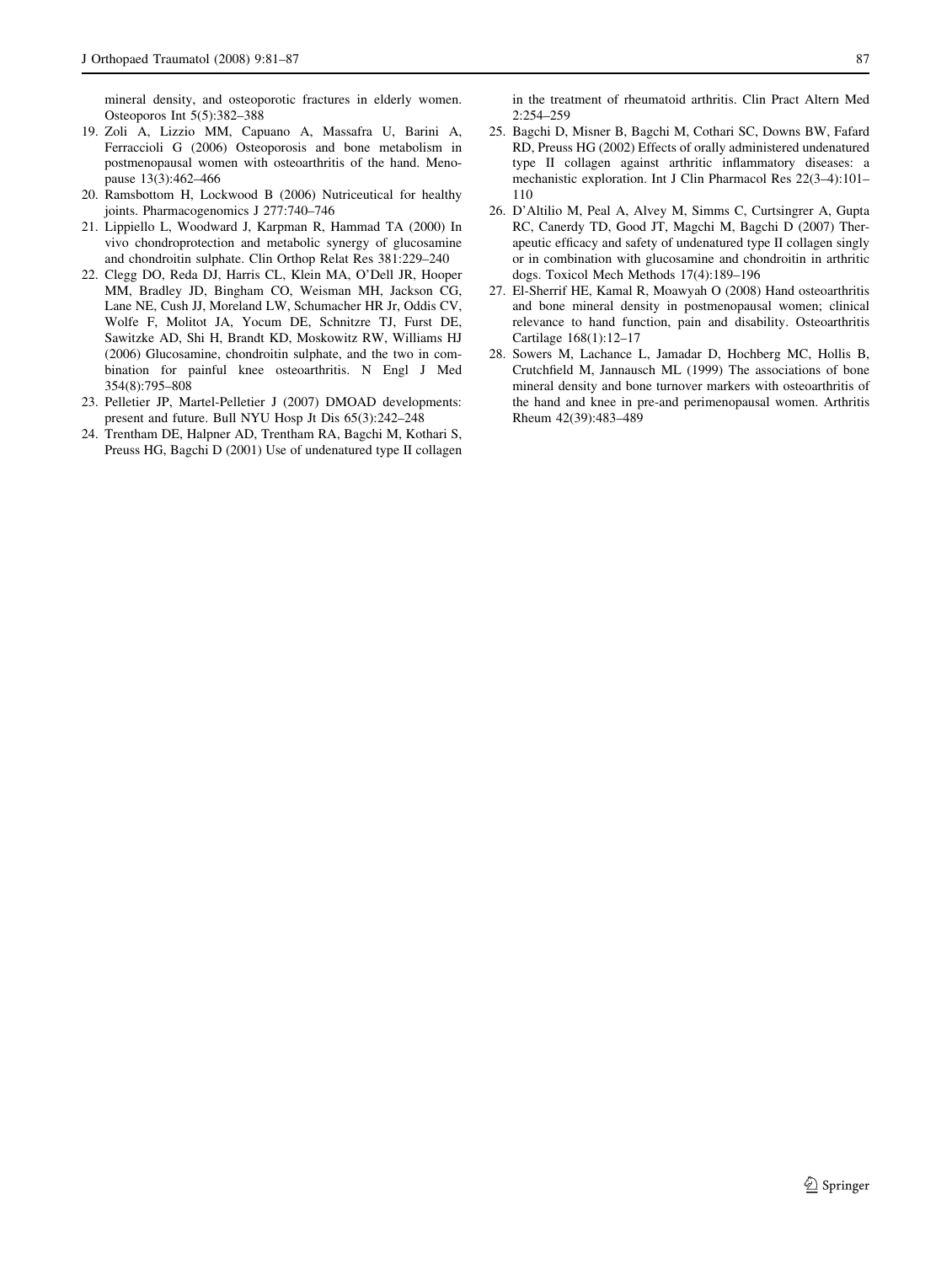mineral density, and osteoporotic fractures in elderly women. Osteoporos Int 5(5):382–388

19. Zoli A, Lizzio MM, Capuano A, Massafra U, Barini A, Ferraccioli G (2006) Osteoporosis and bone metabolism in postmenopausal women with osteoarthritis of the hand. Menopause 13(3):462–466
20. Ramsbottom H, Lockwood B (2006) Nutriceutical for healthy joints. Pharmacogenomics J 277:740–746
21. Lippiello L, Woodward J, Karpman R, Hammad TA (2000) In vivo chondroprotection and metabolic synergy of glucosamine and chondroitin sulphate. Clin Orthop Relat Res 381:229–240
22. Clegg DO, Reda DJ, Harris CL, Klein MA, O'Dell JR, Hooper MM, Bradley JD, Bingham CO, Weisman MH, Jackson CG, Lane NE, Cush JJ, Moreland LW, Schumacher HR Jr, Oddis CV, Wolfe F, Molitot JA, Yocum DE, Schnitzre TJ, Furst DE, Sawitzke AD, Shi H, Brandt KD, Moskowitz RW, Williams HJ (2006) Glucosamine, chondroitin sulphate, and the two in combination for painful knee osteoarthritis. N Engl J Med 354(8):795–808
23. Pelletier JP, Martel-Pelletier J (2007) DMOAD developments: present and future. Bull NYU Hosp Jt Dis 65(3):242–248
24. Trentham DE, Halpner AD, Trentham RA, Bagchi M, Kothari S, Preuss HG, Bagchi D (2001) Use of undenatured type II collagen in the treatment of rheumatoid arthritis. Clin Pract Altern Med 2:254–259
25. Bagchi D, Misner B, Bagchi M, Cothari SC, Downs BW, Fafard RD, Preuss HG (2002) Effects of orally administered undenatured type II collagen against arthritic inflammatory diseases: a mechanistic exploration. Int J Clin Pharmacol Res 22(3–4):101–110
26. D'Altilio M, Peal A, Alvey M, Simms C, Curtsingrer A, Gupta RC, Canerdy TD, Good JT, Magchi M, Bagchi D (2007) Therapeutic efficacy and safety of undenatured type II collagen singly or in combination with glucosamine and chondroitin in arthritic dogs. Toxicol Mech Methods 17(4):189–196
27. El-Sherrif HE, Kamal R, Moawyah O (2008) Hand osteoarthritis and bone mineral density in postmenopausal women; clinical relevance to hand function, pain and disability. Osteoarthritis Cartilage 168(1):12–17
28. Sowers M, Lachance L, Jamadar D, Hochberg MC, Hollis B, Crutchfield M, Jannausch ML (1999) The associations of bone mineral density and bone turnover markers with osteoarthritis of the hand and knee in pre-and perimenopausal women. Arthritis Rheum 42(39):483–489